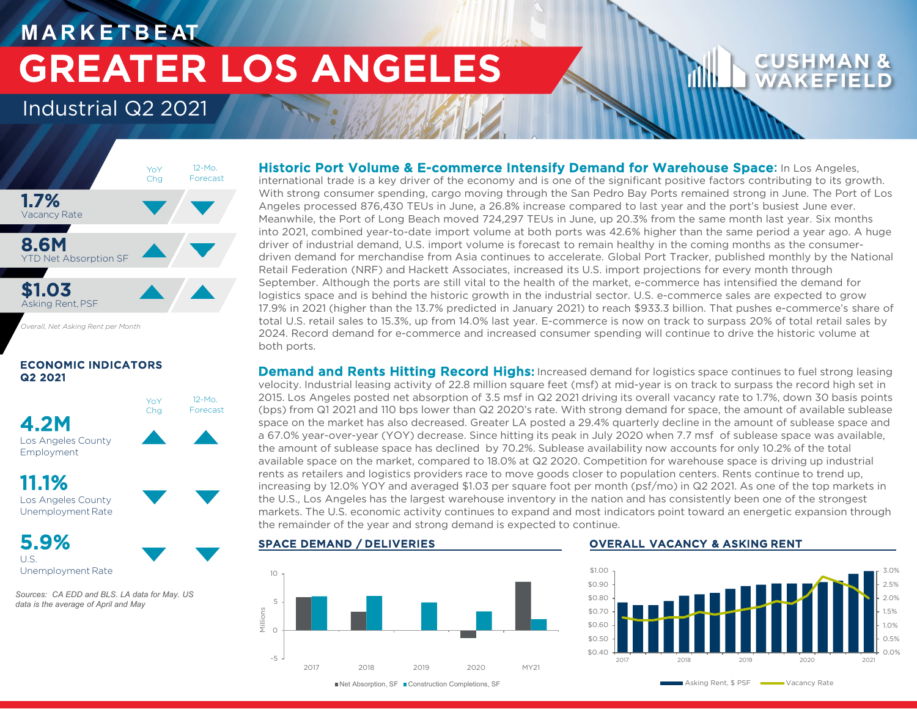# MARKETBEAT

# GREATER LOS ANGELES

## Industrial Q2 2021

CUSHMAN & WAKEFIELD

| | YoY Chg | 12-Mo. Forecast |
|---|---|---|
| **1.7%** Vacancy Rate | ▼ | ▼ |
| **8.6M** YTD Net Absorption SF | ▲ | ▼ |
| **$1.03** Asking Rent, PSF | ▲ | ▲ |

*Overall, Net Asking Rent per Month*

### ECONOMIC INDICATORS Q2 2021

| | YoY Chg | 12-Mo. Forecast |
|---|---|---|
| **4.2M** Los Angeles County Employment | ▲ | ▲ |
| **11.1%** Los Angeles County Unemployment Rate | ▼ | ▼ |
| **5.9%** U.S. Unemployment Rate | ▼ | ▼ |

*Sources: CA EDD and BLS. LA data for May. US data is the average of April and May*

**Historic Port Volume & E-commerce Intensify Demand for Warehouse Space:** In Los Angeles, international trade is a key driver of the economy and is one of the significant positive factors contributing to its growth. With strong consumer spending, cargo moving through the San Pedro Bay Ports remained strong in June. The Port of Los Angeles processed 876,430 TEUs in June, a 26.8% increase compared to last year and the port's busiest June ever. Meanwhile, the Port of Long Beach moved 724,297 TEUs in June, up 20.3% from the same month last year. Six months into 2021, combined year-to-date import volume at both ports was 42.6% higher than the same period a year ago. A huge driver of industrial demand, U.S. import volume is forecast to remain healthy in the coming months as the consumer-driven demand for merchandise from Asia continues to accelerate. Global Port Tracker, published monthly by the National Retail Federation (NRF) and Hackett Associates, increased its U.S. import projections for every month through September. Although the ports are still vital to the health of the market, e-commerce has intensified the demand for logistics space and is behind the historic growth in the industrial sector. U.S. e-commerce sales are expected to grow 17.9% in 2021 (higher than the 13.7% predicted in January 2021) to reach $933.3 billion. That pushes e-commerce's share of total U.S. retail sales to 15.3%, up from 14.0% last year. E-commerce is now on track to surpass 20% of total retail sales by 2024. Record demand for e-commerce and increased consumer spending will continue to drive the historic volume at both ports.

**Demand and Rents Hitting Record Highs:** Increased demand for logistics space continues to fuel strong leasing velocity. Industrial leasing activity of 22.8 million square feet (msf) at mid-year is on track to surpass the record high set in 2015. Los Angeles posted net absorption of 3.5 msf in Q2 2021 driving its overall vacancy rate to 1.7%, down 30 basis points (bps) from Q1 2021 and 110 bps lower than Q2 2020's rate. With strong demand for space, the amount of available sublease space on the market has also decreased. Greater LA posted a 29.4% quarterly decline in the amount of sublease space and a 67.0% year-over-year (YOY) decrease. Since hitting its peak in July 2020 when 7.7 msf of sublease space was available, the amount of sublease space has declined by 70.2%. Sublease availability now accounts for only 10.2% of the total available space on the market, compared to 18.0% at Q2 2020. Competition for warehouse space is driving up industrial rents as retailers and logistics providers race to move goods closer to population centers. Rents continue to trend up, increasing by 12.0% YOY and averaged $1.03 per square foot per month (psf/mo) in Q2 2021. As one of the top markets in the U.S., Los Angeles has the largest warehouse inventory in the nation and has consistently been one of the strongest markets. The U.S. economic activity continues to expand and most indicators point toward an energetic expansion through the remainder of the year and strong demand is expected to continue.

### SPACE DEMAND / DELIVERIES

Millions: 10, 5, 0, -5 — 2017, 2018, 2019, 2020, MY21

■ Net Absorption, SF ■ Construction Completions, SF

### OVERALL VACANCY & ASKING RENT

$1.00–$0.40; 3.0%–0.0% — 2017, 2018, 2019, 2020, 2021

Asking Rent, $ PSF — Vacancy Rate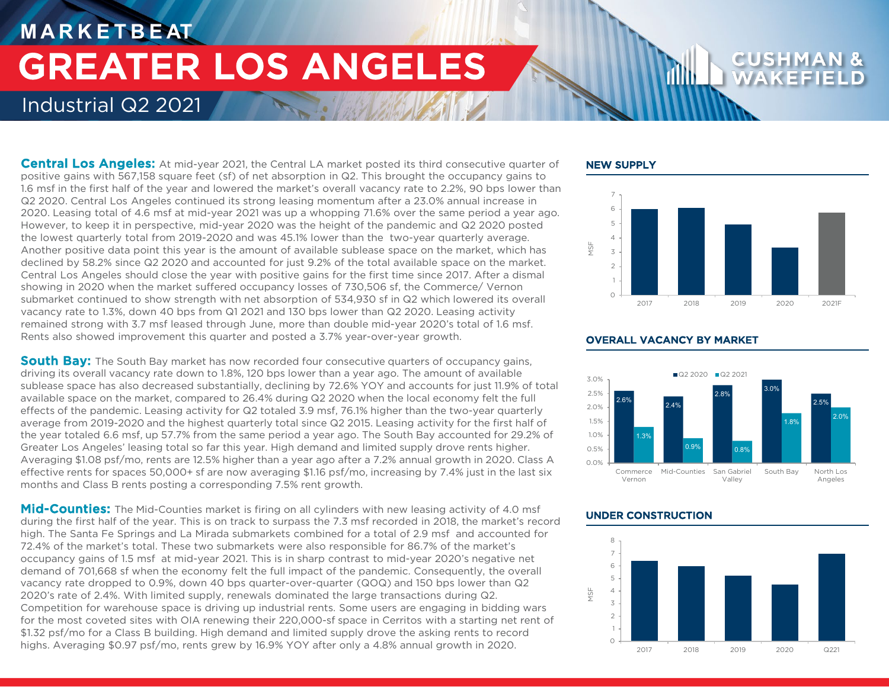# MARKETBEAT

# GREATER LOS ANGELES

## Industrial Q2 2021

**Central Los Angeles:** At mid-year 2021, the Central LA market posted its third consecutive quarter of positive gains with 567,158 square feet (sf) of net absorption in Q2. This brought the occupancy gains to 1.6 msf in the first half of the year and lowered the market's overall vacancy rate to 2.2%, 90 bps lower than Q2 2020. Central Los Angeles continued its strong leasing momentum after a 23.0% annual increase in 2020. Leasing total of 4.6 msf at mid-year 2021 was up a whopping 71.6% over the same period a year ago. However, to keep it in perspective, mid-year 2020 was the height of the pandemic and Q2 2020 posted the lowest quarterly total from 2019-2020 and was 45.1% lower than the two-year quarterly average. Another positive data point this year is the amount of available sublease space on the market, which has declined by 58.2% since Q2 2020 and accounted for just 9.2% of the total available space on the market. Central Los Angeles should close the year with positive gains for the first time since 2017. After a dismal showing in 2020 when the market suffered occupancy losses of 730,506 sf, the Commerce/ Vernon submarket continued to show strength with net absorption of 534,930 sf in Q2 which lowered its overall vacancy rate to 1.3%, down 40 bps from Q1 2021 and 130 bps lower than Q2 2020. Leasing activity remained strong with 3.7 msf leased through June, more than double mid-year 2020's total of 1.6 msf. Rents also showed improvement this quarter and posted a 3.7% year-over-year growth.

**South Bay:** The South Bay market has now recorded four consecutive quarters of occupancy gains, driving its overall vacancy rate down to 1.8%, 120 bps lower than a year ago. The amount of available sublease space has also decreased substantially, declining by 72.6% YOY and accounts for just 11.9% of total available space on the market, compared to 26.4% during Q2 2020 when the local economy felt the full effects of the pandemic. Leasing activity for Q2 totaled 3.9 msf, 76.1% higher than the two-year quarterly average from 2019-2020 and the highest quarterly total since Q2 2015. Leasing activity for the first half of the year totaled 6.6 msf, up 57.7% from the same period a year ago. The South Bay accounted for 29.2% of Greater Los Angeles' leasing total so far this year. High demand and limited supply drove rents higher. Averaging $1.08 psf/mo, rents are 12.5% higher than a year ago after a 7.2% annual growth in 2020. Class A effective rents for spaces 50,000+ sf are now averaging $1.16 psf/mo, increasing by 7.4% just in the last six months and Class B rents posting a corresponding 7.5% rent growth.

**Mid-Counties:** The Mid-Counties market is firing on all cylinders with new leasing activity of 4.0 msf during the first half of the year. This is on track to surpass the 7.3 msf recorded in 2018, the market's record high. The Santa Fe Springs and La Mirada submarkets combined for a total of 2.9 msf and accounted for 72.4% of the market's total. These two submarkets were also responsible for 86.7% of the market's occupancy gains of 1.5 msf at mid-year 2021. This is in sharp contrast to mid-year 2020's negative net demand of 701,668 sf when the economy felt the full impact of the pandemic. Consequently, the overall vacancy rate dropped to 0.9%, down 40 bps quarter-over-quarter (QOQ) and 150 bps lower than Q2 2020's rate of 2.4%. With limited supply, renewals dominated the large transactions during Q2. Competition for warehouse space is driving up industrial rents. Some users are engaging in bidding wars for the most coveted sites with OIA renewing their 220,000-sf space in Cerritos with a starting net rent of $1.32 psf/mo for a Class B building. High demand and limited supply drove the asking rents to record highs. Averaging $0.97 psf/mo, rents grew by 16.9% YOY after only a 4.8% annual growth in 2020.

### NEW SUPPLY

| Year | MSF |
|---|---|
| 2017 | 6.0 |
| 2018 | 6.1 |
| 2019 | 4.9 |
| 2020 | 3.3 |
| 2021F | 5.8 |

### OVERALL VACANCY BY MARKET

| Market | Q2 2020 | Q2 2021 |
|---|---|---|
| Commerce Vernon | 2.6% | 1.3% |
| Mid-Counties | 2.4% | 0.9% |
| San Gabriel Valley | 2.8% | 0.8% |
| South Bay | 3.0% | 1.8% |
| North Los Angeles | 2.5% | 2.0% |

### UNDER CONSTRUCTION

| Year | MSF |
|---|---|
| 2017 | 6.4 |
| 2018 | 6.0 |
| 2019 | 5.2 |
| 2020 | 4.5 |
| Q221 | 7.0 |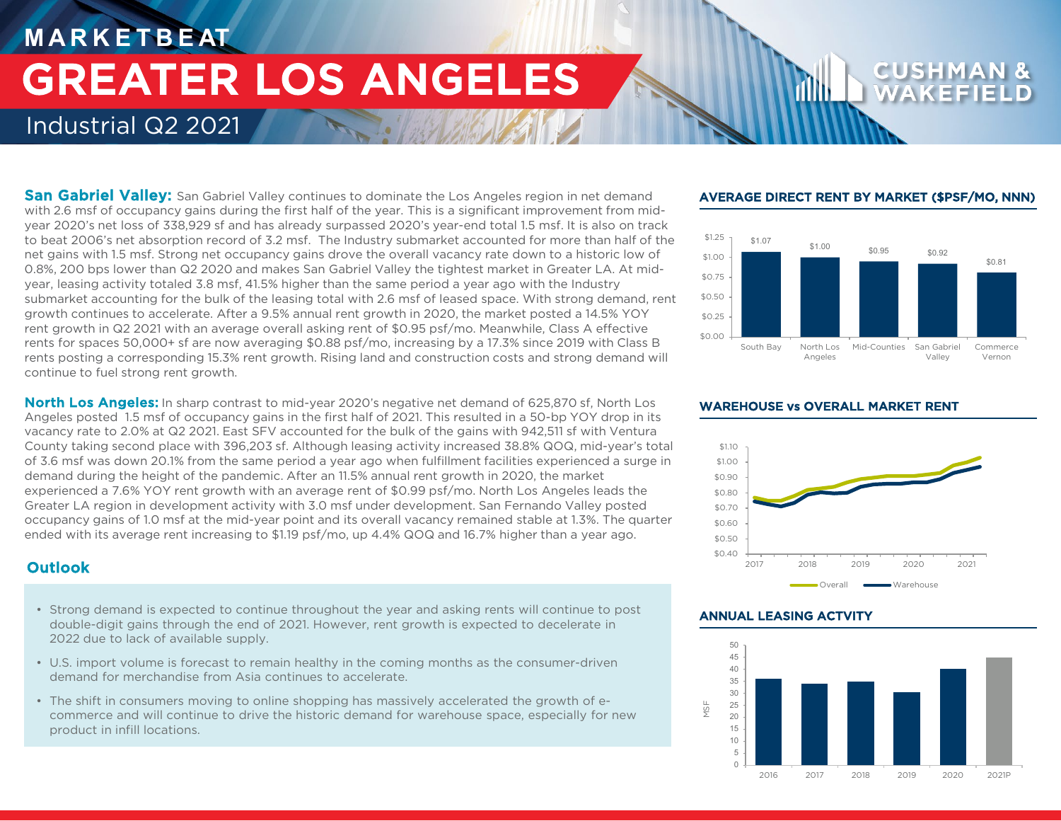# MARKETBEAT

# GREATER LOS ANGELES

## Industrial Q2 2021

**San Gabriel Valley:** San Gabriel Valley continues to dominate the Los Angeles region in net demand with 2.6 msf of occupancy gains during the first half of the year. This is a significant improvement from mid-year 2020's net loss of 338,929 sf and has already surpassed 2020's year-end total 1.5 msf. It is also on track to beat 2006's net absorption record of 3.2 msf. The Industry submarket accounted for more than half of the net gains with 1.5 msf. Strong net occupancy gains drove the overall vacancy rate down to a historic low of 0.8%, 200 bps lower than Q2 2020 and makes San Gabriel Valley the tightest market in Greater LA. At mid-year, leasing activity totaled 3.8 msf, 41.5% higher than the same period a year ago with the Industry submarket accounting for the bulk of the leasing total with 2.6 msf of leased space. With strong demand, rent growth continues to accelerate. After a 9.5% annual rent growth in 2020, the market posted a 14.5% YOY rent growth in Q2 2021 with an average overall asking rent of $0.95 psf/mo. Meanwhile, Class A effective rents for spaces 50,000+ sf are now averaging $0.88 psf/mo, increasing by a 17.3% since 2019 with Class B rents posting a corresponding 15.3% rent growth. Rising land and construction costs and strong demand will continue to fuel strong rent growth.

**North Los Angeles:** In sharp contrast to mid-year 2020's negative net demand of 625,870 sf, North Los Angeles posted 1.5 msf of occupancy gains in the first half of 2021. This resulted in a 50-bp YOY drop in its vacancy rate to 2.0% at Q2 2021. East SFV accounted for the bulk of the gains with 942,511 sf with Ventura County taking second place with 396,203 sf. Although leasing activity increased 38.8% QOQ, mid-year's total of 3.6 msf was down 20.1% from the same period a year ago when fulfillment facilities experienced a surge in demand during the height of the pandemic. After an 11.5% annual rent growth in 2020, the market experienced a 7.6% YOY rent growth with an average rent of $0.99 psf/mo. North Los Angeles leads the Greater LA region in development activity with 3.0 msf under development. San Fernando Valley posted occupancy gains of 1.0 msf at the mid-year point and its overall vacancy remained stable at 1.3%. The quarter ended with its average rent increasing to $1.19 psf/mo, up 4.4% QOQ and 16.7% higher than a year ago.

## Outlook

- Strong demand is expected to continue throughout the year and asking rents will continue to post double-digit gains through the end of 2021. However, rent growth is expected to decelerate in 2022 due to lack of available supply.
- U.S. import volume is forecast to remain healthy in the coming months as the consumer-driven demand for merchandise from Asia continues to accelerate.
- The shift in consumers moving to online shopping has massively accelerated the growth of e-commerce and will continue to drive the historic demand for warehouse space, especially for new product in infill locations.

### AVERAGE DIRECT RENT BY MARKET ($PSF/MO, NNN)

| Market | Rent |
|---|---|
| South Bay | $1.07 |
| North Los Angeles | $1.00 |
| Mid-Counties | $0.95 |
| San Gabriel Valley | $0.92 |
| Commerce Vernon | $0.81 |

### WAREHOUSE vs OVERALL MARKET RENT

### ANNUAL LEASING ACTVITY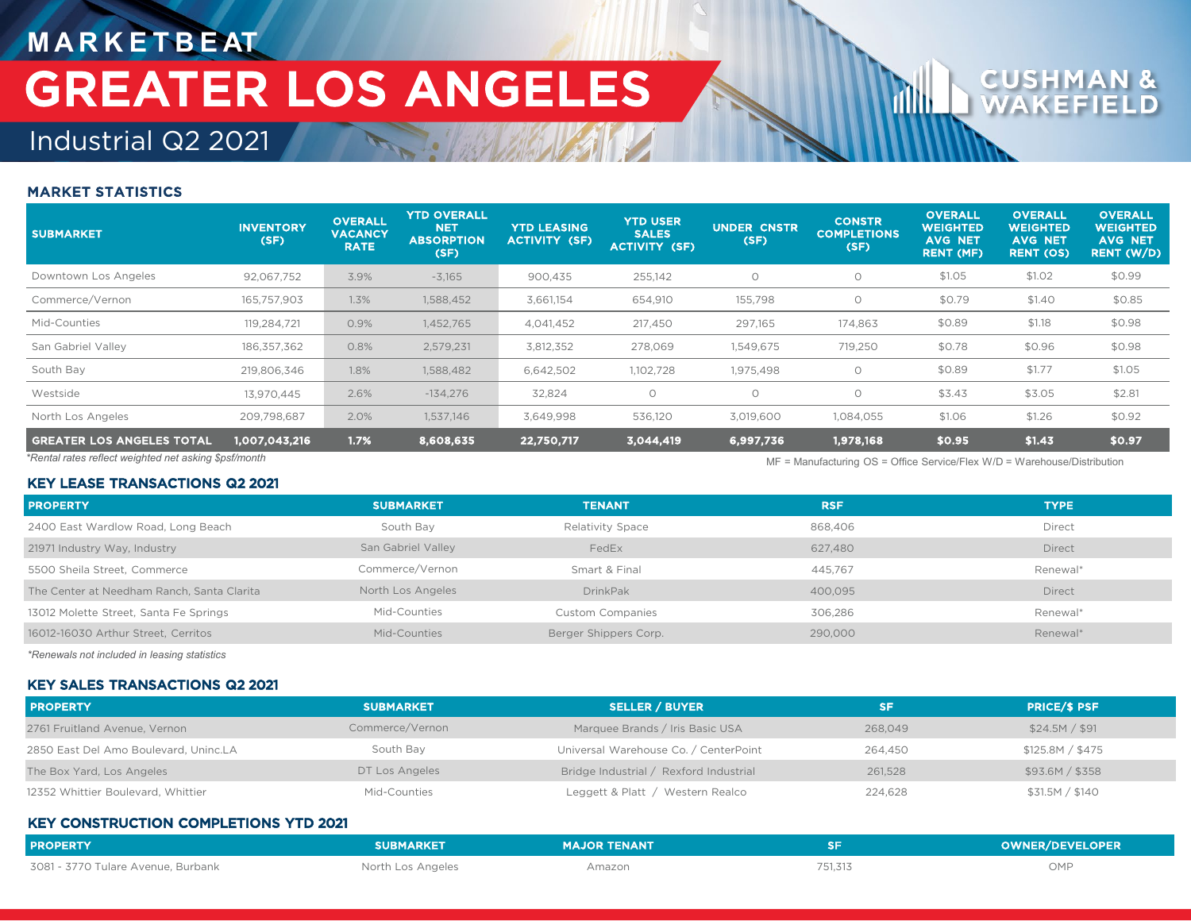# MARKETBEAT

# GREATER LOS ANGELES

## Industrial Q2 2021

CUSHMAN & WAKEFIELD

### MARKET STATISTICS

| SUBMARKET | INVENTORY (SF) | OVERALL VACANCY RATE | YTD OVERALL NET ABSORPTION (SF) | YTD LEASING ACTIVITY (SF) | YTD USER SALES ACTIVITY (SF) | UNDER CNSTR (SF) | CONSTR COMPLETIONS (SF) | OVERALL WEIGHTED AVG NET RENT (MF) | OVERALL WEIGHTED AVG NET RENT (OS) | OVERALL WEIGHTED AVG NET RENT (W/D) |
|---|---|---|---|---|---|---|---|---|---|---|
| Downtown Los Angeles | 92,067,752 | 3.9% | -3,165 | 900,435 | 255,142 | 0 | 0 | $1.05 | $1.02 | $0.99 |
| Commerce/Vernon | 165,757,903 | 1.3% | 1,588,452 | 3,661,154 | 654,910 | 155,798 | 0 | $0.79 | $1.40 | $0.85 |
| Mid-Counties | 119,284,721 | 0.9% | 1,452,765 | 4,041,452 | 217,450 | 297,165 | 174,863 | $0.89 | $1.18 | $0.98 |
| San Gabriel Valley | 186,357,362 | 0.8% | 2,579,231 | 3,812,352 | 278,069 | 1,549,675 | 719,250 | $0.78 | $0.96 | $0.98 |
| South Bay | 219,806,346 | 1.8% | 1,588,482 | 6,642,502 | 1,102,728 | 1,975,498 | 0 | $0.89 | $1.77 | $1.05 |
| Westside | 13,970,445 | 2.6% | -134,276 | 32,824 | 0 | 0 | 0 | $3.43 | $3.05 | $2.81 |
| North Los Angeles | 209,798,687 | 2.0% | 1,537,146 | 3,649,998 | 536,120 | 3,019,600 | 1,084,055 | $1.06 | $1.26 | $0.92 |
| **GREATER LOS ANGELES TOTAL** | **1,007,043,216** | **1.7%** | **8,608,635** | **22,750,717** | **3,044,419** | **6,997,736** | **1,978,168** | **$0.95** | **$1.43** | **$0.97** |

*Rental rates reflect weighted net asking $psf/month*

MF = Manufacturing OS = Office Service/Flex W/D = Warehouse/Distribution

### KEY LEASE TRANSACTIONS Q2 2021

| PROPERTY | SUBMARKET | TENANT | RSF | TYPE |
|---|---|---|---|---|
| 2400 East Wardlow Road, Long Beach | South Bay | Relativity Space | 868,406 | Direct |
| 21971 Industry Way, Industry | San Gabriel Valley | FedEx | 627,480 | Direct |
| 5500 Sheila Street, Commerce | Commerce/Vernon | Smart & Final | 445,767 | Renewal* |
| The Center at Needham Ranch, Santa Clarita | North Los Angeles | DrinkPak | 400,095 | Direct |
| 13012 Molette Street, Santa Fe Springs | Mid-Counties | Custom Companies | 306,286 | Renewal* |
| 16012-16030 Arthur Street, Cerritos | Mid-Counties | Berger Shippers Corp. | 290,000 | Renewal* |

*Renewals not included in leasing statistics*

### KEY SALES TRANSACTIONS Q2 2021

| PROPERTY | SUBMARKET | SELLER / BUYER | SF | PRICE/$ PSF |
|---|---|---|---|---|
| 2761 Fruitland Avenue, Vernon | Commerce/Vernon | Marquee Brands / Iris Basic USA | 268,049 | $24.5M / $91 |
| 2850 East Del Amo Boulevard, Uninc.LA | South Bay | Universal Warehouse Co. / CenterPoint | 264,450 | $125.8M / $475 |
| The Box Yard, Los Angeles | DT Los Angeles | Bridge Industrial / Rexford Industrial | 261,528 | $93.6M / $358 |
| 12352 Whittier Boulevard, Whittier | Mid-Counties | Leggett & Platt / Western Realco | 224,628 | $31.5M / $140 |

### KEY CONSTRUCTION COMPLETIONS YTD 2021

| PROPERTY | SUBMARKET | MAJOR TENANT | SF | OWNER/DEVELOPER |
|---|---|---|---|---|
| 3081 - 3770 Tulare Avenue, Burbank | North Los Angeles | Amazon | 751,313 | OMP |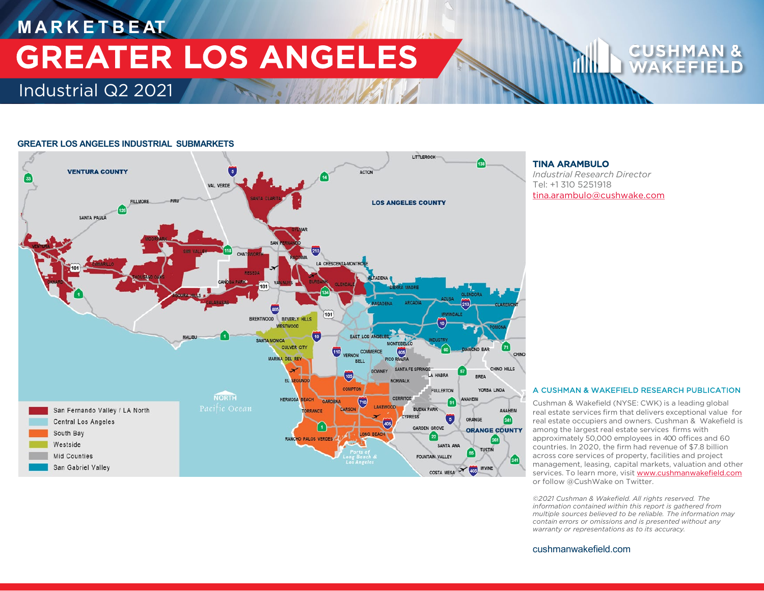# MARKETBEAT

# GREATER LOS ANGELES

## Industrial Q2 2021

### GREATER LOS ANGELES INDUSTRIAL SUBMARKETS

VENTURA COUNTY
LOS ANGELES COUNTY
ORANGE COUNTY
NORTH
Pacific Ocean
Ports of Long Beach & Los Angeles

San Fernando Valley / LA North
Central Los Angeles
South Bay
Westside
Mid Counties
San Gabriel Valley

**TINA ARAMBULO**
*Industrial Research Director*
Tel: +1 310 5251918
tina.arambulo@cushwake.com

### A CUSHMAN & WAKEFIELD RESEARCH PUBLICATION

Cushman & Wakefield (NYSE: CWK) is a leading global real estate services firm that delivers exceptional value for real estate occupiers and owners. Cushman & Wakefield is among the largest real estate services firms with approximately 50,000 employees in 400 offices and 60 countries. In 2020, the firm had revenue of $7.8 billion across core services of property, facilities and project management, leasing, capital markets, valuation and other services. To learn more, visit www.cushmanwakefield.com or follow @CushWake on Twitter.

*©2021 Cushman & Wakefield. All rights reserved. The information contained within this report is gathered from multiple sources believed to be reliable. The information may contain errors or omissions and is presented without any warranty or representations as to its accuracy.*

cushmanwakefield.com